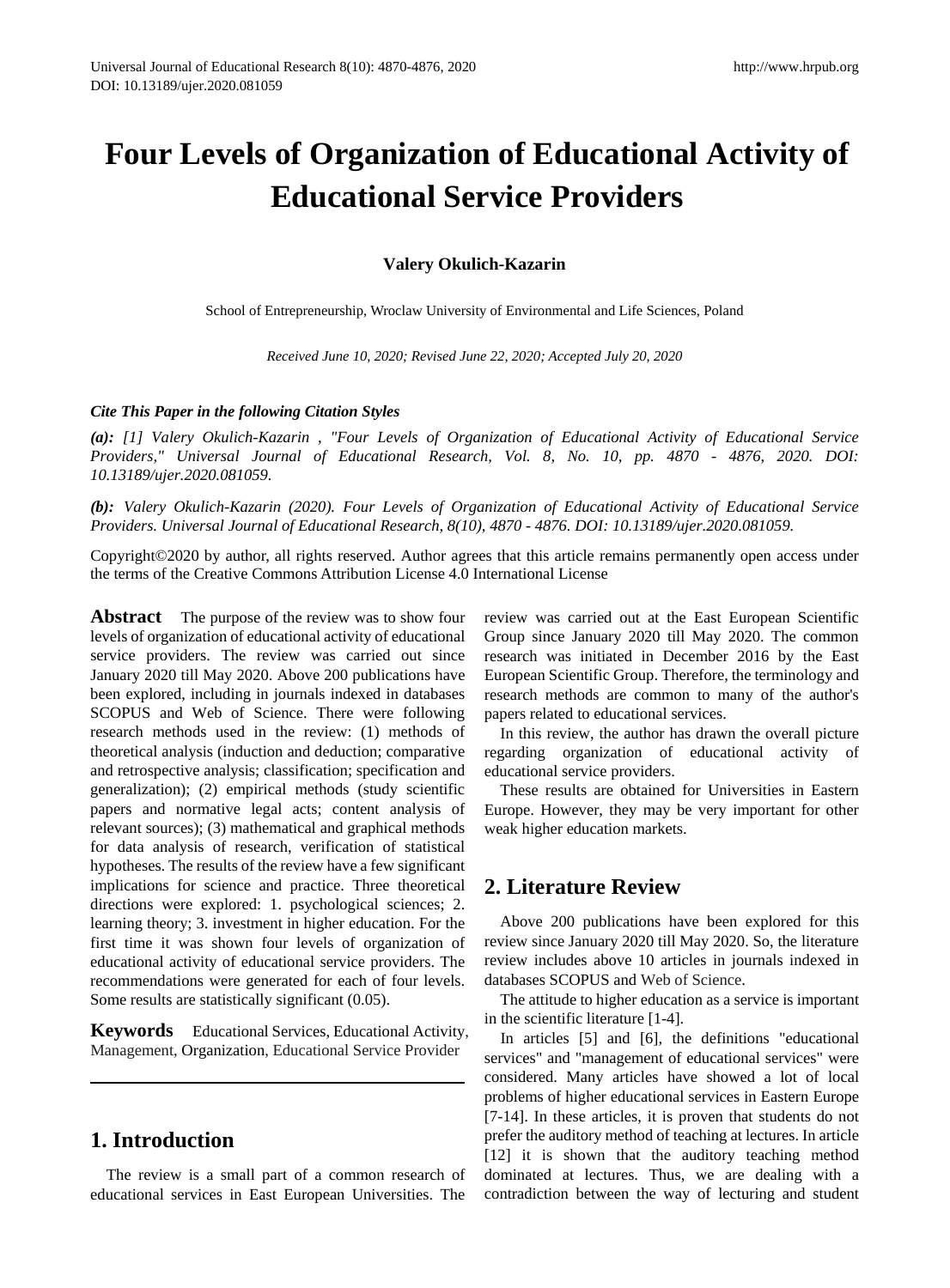# Four Levels of Organization of Educational Activity of Educational Service Providers

**Valery Okulich-Kazarin**

School of Entrepreneurship, Wroclaw University of Environmental and Life Sciences, Poland

*Received June 10, 2020; Revised June 22, 2020; Accepted July 20, 2020*

***Cite This Paper in the following Citation Styles***

***(a):*** *[1] Valery Okulich-Kazarin , "Four Levels of Organization of Educational Activity of Educational Service Providers," Universal Journal of Educational Research, Vol. 8, No. 10, pp. 4870 - 4876, 2020. DOI: 10.13189/ujer.2020.081059.*

***(b):*** *Valery Okulich-Kazarin (2020). Four Levels of Organization of Educational Activity of Educational Service Providers. Universal Journal of Educational Research, 8(10), 4870 - 4876. DOI: 10.13189/ujer.2020.081059.*

Copyright©2020 by author, all rights reserved. Author agrees that this article remains permanently open access under the terms of the Creative Commons Attribution License 4.0 International License

**Abstract** The purpose of the review was to show four levels of organization of educational activity of educational service providers. The review was carried out since January 2020 till May 2020. Above 200 publications have been explored, including in journals indexed in databases SCOPUS and Web of Science. There were following research methods used in the review: (1) methods of theoretical analysis (induction and deduction; comparative and retrospective analysis; classification; specification and generalization); (2) empirical methods (study scientific papers and normative legal acts; content analysis of relevant sources); (3) mathematical and graphical methods for data analysis of research, verification of statistical hypotheses. The results of the review have a few significant implications for science and practice. Three theoretical directions were explored: 1. psychological sciences; 2. learning theory; 3. investment in higher education. For the first time it was shown four levels of organization of educational activity of educational service providers. The recommendations were generated for each of four levels. Some results are statistically significant (0.05).

**Keywords** Educational Services, Educational Activity, Management, Organization, Educational Service Provider

## 1. Introduction

The review is a small part of a common research of educational services in East European Universities. The review was carried out at the East European Scientific Group since January 2020 till May 2020. The common research was initiated in December 2016 by the East European Scientific Group. Therefore, the terminology and research methods are common to many of the author's papers related to educational services.

In this review, the author has drawn the overall picture regarding organization of educational activity of educational service providers.

These results are obtained for Universities in Eastern Europe. However, they may be very important for other weak higher education markets.

## 2. Literature Review

Above 200 publications have been explored for this review since January 2020 till May 2020. So, the literature review includes above 10 articles in journals indexed in databases SCOPUS and Web of Science.

The attitude to higher education as a service is important in the scientific literature [1-4].

In articles [5] and [6], the definitions "educational services" and "management of educational services" were considered. Many articles have showed a lot of local problems of higher educational services in Eastern Europe [7-14]. In these articles, it is proven that students do not prefer the auditory method of teaching at lectures. In article [12] it is shown that the auditory teaching method dominated at lectures. Thus, we are dealing with a contradiction between the way of lecturing and student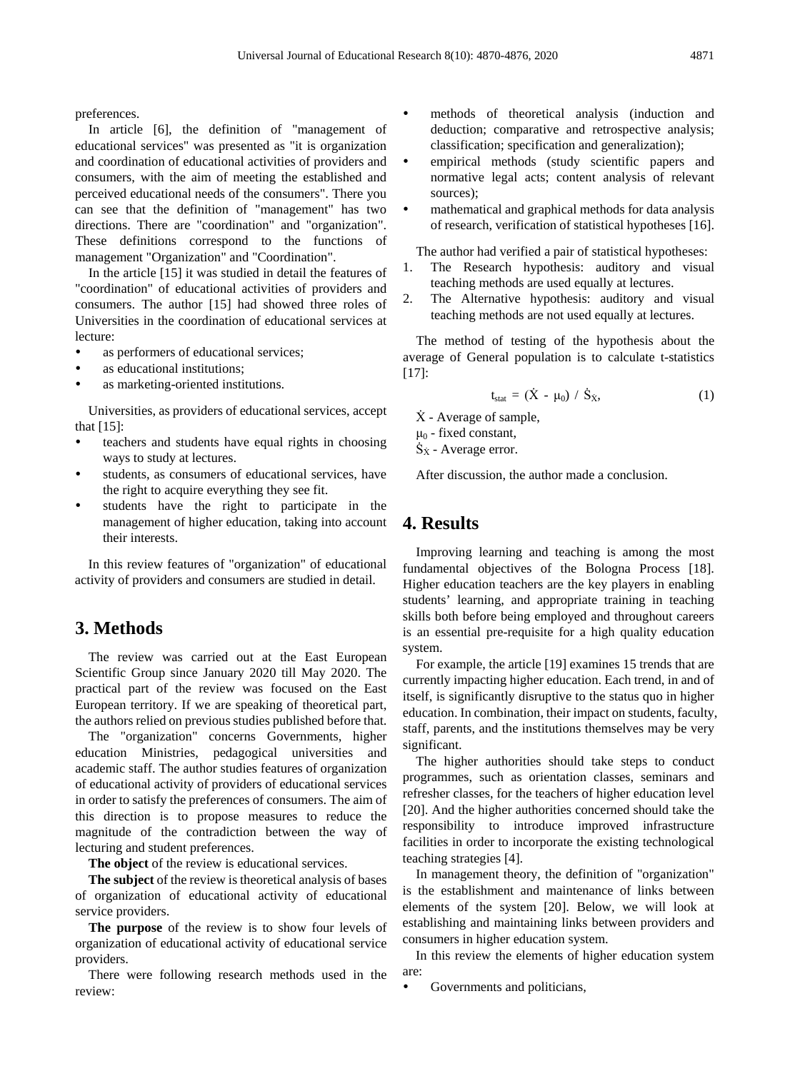preferences.

In article [6], the definition of "management of educational services" was presented as "it is organization and coordination of educational activities of providers and consumers, with the aim of meeting the established and perceived educational needs of the consumers". There you can see that the definition of "management" has two directions. There are "coordination" and "organization". These definitions correspond to the functions of management "Organization" and "Coordination".

In the article [15] it was studied in detail the features of "coordination" of educational activities of providers and consumers. The author [15] had showed three roles of Universities in the coordination of educational services at lecture:

- as performers of educational services;
- as educational institutions;
- as marketing-oriented institutions.

Universities, as providers of educational services, accept that [15]:

- teachers and students have equal rights in choosing ways to study at lectures.
- students, as consumers of educational services, have the right to acquire everything they see fit.
- students have the right to participate in the management of higher education, taking into account their interests.

In this review features of "organization" of educational activity of providers and consumers are studied in detail.

## 3. Methods

The review was carried out at the East European Scientific Group since January 2020 till May 2020. The practical part of the review was focused on the East European territory. If we are speaking of theoretical part, the authors relied on previous studies published before that.

The "organization" concerns Governments, higher education Ministries, pedagogical universities and academic staff. The author studies features of organization of educational activity of providers of educational services in order to satisfy the preferences of consumers. The aim of this direction is to propose measures to reduce the magnitude of the contradiction between the way of lecturing and student preferences.

**The object** of the review is educational services.

**The subject** of the review is theoretical analysis of bases of organization of educational activity of educational service providers.

**The purpose** of the review is to show four levels of organization of educational activity of educational service providers.

There were following research methods used in the review:

- methods of theoretical analysis (induction and deduction; comparative and retrospective analysis; classification; specification and generalization);
- empirical methods (study scientific papers and normative legal acts; content analysis of relevant sources);
- mathematical and graphical methods for data analysis of research, verification of statistical hypotheses [16].

The author had verified a pair of statistical hypotheses:

1. The Research hypothesis: auditory and visual teaching methods are used equally at lectures.
2. The Alternative hypothesis: auditory and visual teaching methods are not used equally at lectures.

The method of testing of the hypothesis about the average of General population is to calculate t-statistics [17]:

$$t_{stat} = (\dot{X} - \mu_0) / \dot{S}_{\dot{X}}, \tag{1}$$

$\dot{X}$ - Average of sample,
$\mu_0$ - fixed constant,
$\dot{S}_{\dot{X}}$ - Average error.

After discussion, the author made a conclusion.

## 4. Results

Improving learning and teaching is among the most fundamental objectives of the Bologna Process [18]. Higher education teachers are the key players in enabling students' learning, and appropriate training in teaching skills both before being employed and throughout careers is an essential pre-requisite for a high quality education system.

For example, the article [19] examines 15 trends that are currently impacting higher education. Each trend, in and of itself, is significantly disruptive to the status quo in higher education. In combination, their impact on students, faculty, staff, parents, and the institutions themselves may be very significant.

The higher authorities should take steps to conduct programmes, such as orientation classes, seminars and refresher classes, for the teachers of higher education level [20]. And the higher authorities concerned should take the responsibility to introduce improved infrastructure facilities in order to incorporate the existing technological teaching strategies [4].

In management theory, the definition of "organization" is the establishment and maintenance of links between elements of the system [20]. Below, we will look at establishing and maintaining links between providers and consumers in higher education system.

In this review the elements of higher education system are:

- Governments and politicians,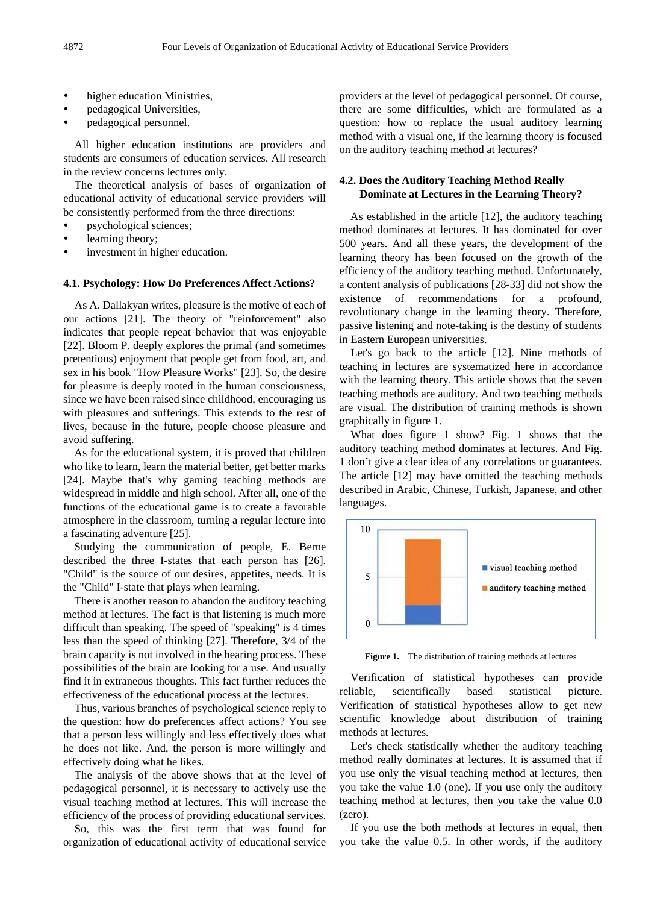- higher education Ministries,
- pedagogical Universities,
- pedagogical personnel.

All higher education institutions are providers and students are consumers of education services. All research in the review concerns lectures only.

The theoretical analysis of bases of organization of educational activity of educational service providers will be consistently performed from the three directions:

- psychological sciences;
- learning theory;
- investment in higher education.

### 4.1. Psychology: How Do Preferences Affect Actions?

As A. Dallakyan writes, pleasure is the motive of each of our actions [21]. The theory of "reinforcement" also indicates that people repeat behavior that was enjoyable [22]. Bloom P. deeply explores the primal (and sometimes pretentious) enjoyment that people get from food, art, and sex in his book "How Pleasure Works" [23]. So, the desire for pleasure is deeply rooted in the human consciousness, since we have been raised since childhood, encouraging us with pleasures and sufferings. This extends to the rest of lives, because in the future, people choose pleasure and avoid suffering.

As for the educational system, it is proved that children who like to learn, learn the material better, get better marks [24]. Maybe that's why gaming teaching methods are widespread in middle and high school. After all, one of the functions of the educational game is to create a favorable atmosphere in the classroom, turning a regular lecture into a fascinating adventure [25].

Studying the communication of people, E. Berne described the three I-states that each person has [26]. "Child" is the source of our desires, appetites, needs. It is the "Child" I-state that plays when learning.

There is another reason to abandon the auditory teaching method at lectures. The fact is that listening is much more difficult than speaking. The speed of "speaking" is 4 times less than the speed of thinking [27]. Therefore, 3/4 of the brain capacity is not involved in the hearing process. These possibilities of the brain are looking for a use. And usually find it in extraneous thoughts. This fact further reduces the effectiveness of the educational process at the lectures.

Thus, various branches of psychological science reply to the question: how do preferences affect actions? You see that a person less willingly and less effectively does what he does not like. And, the person is more willingly and effectively doing what he likes.

The analysis of the above shows that at the level of pedagogical personnel, it is necessary to actively use the visual teaching method at lectures. This will increase the efficiency of the process of providing educational services.

So, this was the first term that was found for organization of educational activity of educational service providers at the level of pedagogical personnel. Of course, there are some difficulties, which are formulated as a question: how to replace the usual auditory learning method with a visual one, if the learning theory is focused on the auditory teaching method at lectures?

### 4.2. Does the Auditory Teaching Method Really Dominate at Lectures in the Learning Theory?

As established in the article [12], the auditory teaching method dominates at lectures. It has dominated for over 500 years. And all these years, the development of the learning theory has been focused on the growth of the efficiency of the auditory teaching method. Unfortunately, a content analysis of publications [28-33] did not show the existence of recommendations for a profound, revolutionary change in the learning theory. Therefore, passive listening and note-taking is the destiny of students in Eastern European universities.

Let's go back to the article [12]. Nine methods of teaching in lectures are systematized here in accordance with the learning theory. This article shows that the seven teaching methods are auditory. And two teaching methods are visual. The distribution of training methods is shown graphically in figure 1.

What does figure 1 show? Fig. 1 shows that the auditory teaching method dominates at lectures. And Fig. 1 don't give a clear idea of any correlations or guarantees. The article [12] may have omitted the teaching methods described in Arabic, Chinese, Turkish, Japanese, and other languages.

**Figure 1.** The distribution of training methods at lectures

Verification of statistical hypotheses can provide reliable, scientifically based statistical picture. Verification of statistical hypotheses allow to get new scientific knowledge about distribution of training methods at lectures.

Let's check statistically whether the auditory teaching method really dominates at lectures. It is assumed that if you use only the visual teaching method at lectures, then you take the value 1.0 (one). If you use only the auditory teaching method at lectures, then you take the value 0.0 (zero).

If you use the both methods at lectures in equal, then you take the value 0.5. In other words, if the auditory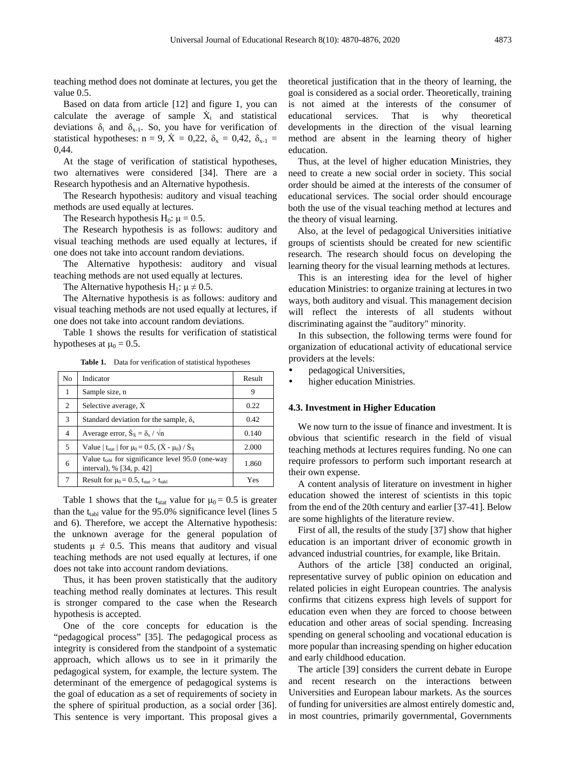teaching method does not dominate at lectures, you get the value 0.5.

Based on data from article [12] and figure 1, you can calculate the average of sample $\dot{X}_i$ and statistical deviations $\delta_i$ and $\delta_{x-1}$. So, you have for verification of statistical hypotheses: n = 9, $\dot{X}$ = 0,22, $\delta_x$ = 0,42, $\delta_{x-1}$ = 0,44.

At the stage of verification of statistical hypotheses, two alternatives were considered [34]. There are a Research hypothesis and an Alternative hypothesis.

The Research hypothesis: auditory and visual teaching methods are used equally at lectures.

The Research hypothesis $H_0$: $\mu = 0.5$.

The Research hypothesis is as follows: auditory and visual teaching methods are used equally at lectures, if one does not take into account random deviations.

The Alternative hypothesis: auditory and visual teaching methods are not used equally at lectures.

The Alternative hypothesis $H_1$: $\mu \neq 0.5$.

The Alternative hypothesis is as follows: auditory and visual teaching methods are not used equally at lectures, if one does not take into account random deviations.

Table 1 shows the results for verification of statistical hypotheses at $\mu_0 = 0.5$.

**Table 1.** Data for verification of statistical hypotheses

| No | Indicator | Result |
|---|---|---|
| 1 | Sample size, n | 9 |
| 2 | Selective average, $\dot{X}$ | 0.22 |
| 3 | Standard deviation for the sample, $\delta_x$ | 0.42 |
| 4 | Average error, $\dot{S}_{\dot{X}} = \delta_x / \sqrt{n}$ | 0.140 |
| 5 | Value $\mid t_{stat} \mid$ for $\mu_0 = 0.5$, $(\dot{X} - \mu_0) / \dot{S}_{\dot{X}}$ | 2.000 |
| 6 | Value $t_{tabl}$ for significance level 95.0 (one-way interval), % [34, p. 42] | 1.860 |
| 7 | Result for $\mu_0 = 0.5$, $t_{stat} > t_{tabl}$ | Yes |

Table 1 shows that the $t_{stat}$ value for $\mu_0 = 0.5$ is greater than the $t_{tabl}$ value for the 95.0% significance level (lines 5 and 6). Therefore, we accept the Alternative hypothesis: the unknown average for the general population of students $\mu \neq 0.5$. This means that auditory and visual teaching methods are not used equally at lectures, if one does not take into account random deviations.

Thus, it has been proven statistically that the auditory teaching method really dominates at lectures. This result is stronger compared to the case when the Research hypothesis is accepted.

One of the core concepts for education is the "pedagogical process" [35]. The pedagogical process as integrity is considered from the standpoint of a systematic approach, which allows us to see in it primarily the pedagogical system, for example, the lecture system. The determinant of the emergence of pedagogical systems is the goal of education as a set of requirements of society in the sphere of spiritual production, as a social order [36]. This sentence is very important. This proposal gives a theoretical justification that in the theory of learning, the goal is considered as a social order. Theoretically, training is not aimed at the interests of the consumer of educational services. That is why theoretical developments in the direction of the visual learning method are absent in the learning theory of higher education.

Thus, at the level of higher education Ministries, they need to create a new social order in society. This social order should be aimed at the interests of the consumer of educational services. The social order should encourage both the use of the visual teaching method at lectures and the theory of visual learning.

Also, at the level of pedagogical Universities initiative groups of scientists should be created for new scientific research. The research should focus on developing the learning theory for the visual learning methods at lectures.

This is an interesting idea for the level of higher education Ministries: to organize training at lectures in two ways, both auditory and visual. This management decision will reflect the interests of all students without discriminating against the "auditory" minority.

In this subsection, the following terms were found for organization of educational activity of educational service providers at the levels:

- pedagogical Universities,
- higher education Ministries.

### 4.3. Investment in Higher Education

We now turn to the issue of finance and investment. It is obvious that scientific research in the field of visual teaching methods at lectures requires funding. No one can require professors to perform such important research at their own expense.

A content analysis of literature on investment in higher education showed the interest of scientists in this topic from the end of the 20th century and earlier [37-41]. Below are some highlights of the literature review.

First of all, the results of the study [37] show that higher education is an important driver of economic growth in advanced industrial countries, for example, like Britain.

Authors of the article [38] conducted an original, representative survey of public opinion on education and related policies in eight European countries. The analysis confirms that citizens express high levels of support for education even when they are forced to choose between education and other areas of social spending. Increasing spending on general schooling and vocational education is more popular than increasing spending on higher education and early childhood education.

The article [39] considers the current debate in Europe and recent research on the interactions between Universities and European labour markets. As the sources of funding for universities are almost entirely domestic and, in most countries, primarily governmental, Governments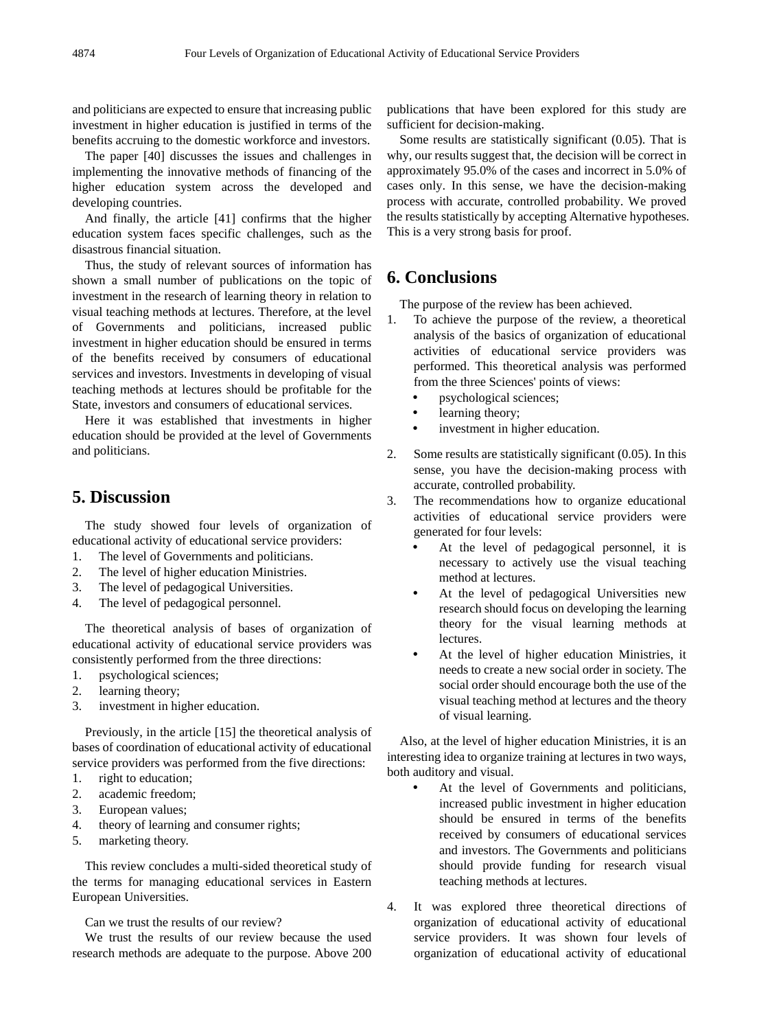and politicians are expected to ensure that increasing public investment in higher education is justified in terms of the benefits accruing to the domestic workforce and investors.

The paper [40] discusses the issues and challenges in implementing the innovative methods of financing of the higher education system across the developed and developing countries.

And finally, the article [41] confirms that the higher education system faces specific challenges, such as the disastrous financial situation.

Thus, the study of relevant sources of information has shown a small number of publications on the topic of investment in the research of learning theory in relation to visual teaching methods at lectures. Therefore, at the level of Governments and politicians, increased public investment in higher education should be ensured in terms of the benefits received by consumers of educational services and investors. Investments in developing of visual teaching methods at lectures should be profitable for the State, investors and consumers of educational services.

Here it was established that investments in higher education should be provided at the level of Governments and politicians.

## 5. Discussion

The study showed four levels of organization of educational activity of educational service providers:

1. The level of Governments and politicians.
2. The level of higher education Ministries.
3. The level of pedagogical Universities.
4. The level of pedagogical personnel.

The theoretical analysis of bases of organization of educational activity of educational service providers was consistently performed from the three directions:

1. psychological sciences;
2. learning theory;
3. investment in higher education.

Previously, in the article [15] the theoretical analysis of bases of coordination of educational activity of educational service providers was performed from the five directions:

1. right to education;
2. academic freedom;
3. European values;
4. theory of learning and consumer rights;
5. marketing theory.

This review concludes a multi-sided theoretical study of the terms for managing educational services in Eastern European Universities.

Can we trust the results of our review?

We trust the results of our review because the used research methods are adequate to the purpose. Above 200 publications that have been explored for this study are sufficient for decision-making.

Some results are statistically significant (0.05). That is why, our results suggest that, the decision will be correct in approximately 95.0% of the cases and incorrect in 5.0% of cases only. In this sense, we have the decision-making process with accurate, controlled probability. We proved the results statistically by accepting Alternative hypotheses. This is a very strong basis for proof.

## 6. Conclusions

The purpose of the review has been achieved.

1. To achieve the purpose of the review, a theoretical analysis of the basics of organization of educational activities of educational service providers was performed. This theoretical analysis was performed from the three Sciences' points of views:
   - psychological sciences;
   - learning theory;
   - investment in higher education.
2. Some results are statistically significant (0.05). In this sense, you have the decision-making process with accurate, controlled probability.
3. The recommendations how to organize educational activities of educational service providers were generated for four levels:
   - At the level of pedagogical personnel, it is necessary to actively use the visual teaching method at lectures.
   - At the level of pedagogical Universities new research should focus on developing the learning theory for the visual learning methods at lectures.
   - At the level of higher education Ministries, it needs to create a new social order in society. The social order should encourage both the use of the visual teaching method at lectures and the theory of visual learning.

Also, at the level of higher education Ministries, it is an interesting idea to organize training at lectures in two ways, both auditory and visual.

   - At the level of Governments and politicians, increased public investment in higher education should be ensured in terms of the benefits received by consumers of educational services and investors. The Governments and politicians should provide funding for research visual teaching methods at lectures.

4. It was explored three theoretical directions of organization of educational activity of educational service providers. It was shown four levels of organization of educational activity of educational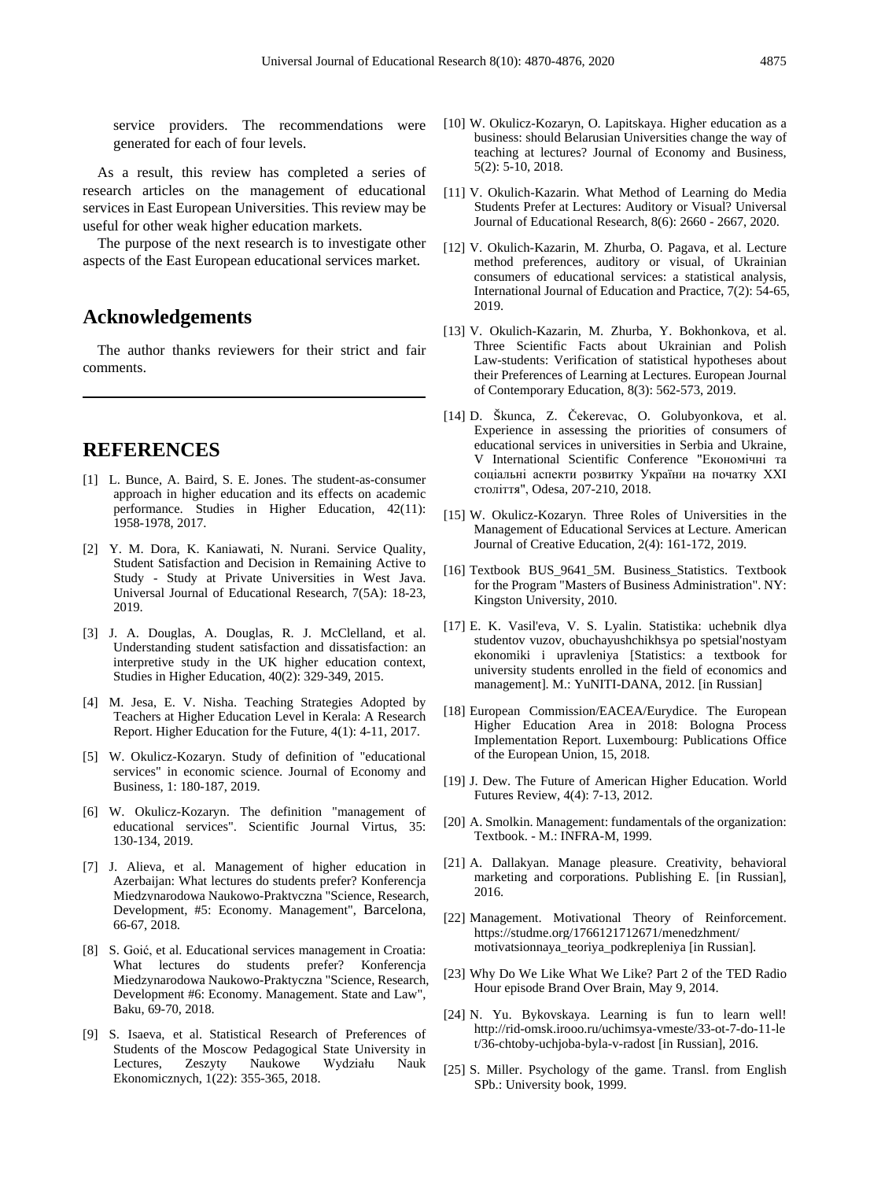service providers. The recommendations were generated for each of four levels.

As a result, this review has completed a series of research articles on the management of educational services in East European Universities. This review may be useful for other weak higher education markets.

The purpose of the next research is to investigate other aspects of the East European educational services market.

## Acknowledgements

The author thanks reviewers for their strict and fair comments.

## REFERENCES

[1] L. Bunce, A. Baird, S. E. Jones. The student-as-consumer approach in higher education and its effects on academic performance. Studies in Higher Education, 42(11): 1958-1978, 2017.

[2] Y. M. Dora, K. Kaniawati, N. Nurani. Service Quality, Student Satisfaction and Decision in Remaining Active to Study - Study at Private Universities in West Java. Universal Journal of Educational Research, 7(5A): 18-23, 2019.

[3] J. A. Douglas, A. Douglas, R. J. McClelland, et al. Understanding student satisfaction and dissatisfaction: an interpretive study in the UK higher education context, Studies in Higher Education, 40(2): 329-349, 2015.

[4] M. Jesa, E. V. Nisha. Teaching Strategies Adopted by Teachers at Higher Education Level in Kerala: A Research Report. Higher Education for the Future, 4(1): 4-11, 2017.

[5] W. Okulicz-Kozaryn. Study of definition of "educational services" in economic science. Journal of Economy and Business, 1: 180-187, 2019.

[6] W. Okulicz-Kozaryn. The definition "management of educational services". Scientific Journal Virtus, 35: 130-134, 2019.

[7] J. Alieva, et al. Management of higher education in Azerbaijan: What lectures do students prefer? Konferencja Miedzynarodowa Naukowo-Praktyczna "Science, Research, Development, #5: Economy. Management", Barcelona, 66-67, 2018.

[8] S. Goić, et al. Educational services management in Croatia: What lectures do students prefer? Konferencja Miedzynarodowa Naukowo-Praktyczna "Science, Research, Development #6: Economy. Management. State and Law", Baku, 69-70, 2018.

[9] S. Isaeva, et al. Statistical Research of Preferences of Students of the Moscow Pedagogical State University in Lectures, Zeszyty Naukowe Wydziału Nauk Ekonomicznych, 1(22): 355-365, 2018.

[10] W. Okulicz-Kozaryn, O. Lapitskaya. Higher education as a business: should Belarusian Universities change the way of teaching at lectures? Journal of Economy and Business, 5(2): 5-10, 2018.

[11] V. Okulich-Kazarin. What Method of Learning do Media Students Prefer at Lectures: Auditory or Visual? Universal Journal of Educational Research, 8(6): 2660 - 2667, 2020.

[12] V. Okulich-Kazarin, M. Zhurba, O. Pagava, et al. Lecture method preferences, auditory or visual, of Ukrainian consumers of educational services: a statistical analysis, International Journal of Education and Practice, 7(2): 54-65, 2019.

[13] V. Okulich-Kazarin, M. Zhurba, Y. Bokhonkova, et al. Three Scientific Facts about Ukrainian and Polish Law-students: Verification of statistical hypotheses about their Preferences of Learning at Lectures. European Journal of Contemporary Education, 8(3): 562-573, 2019.

[14] D. Škunca, Z. Čekerevac, O. Golubyonkova, et al. Experience in assessing the priorities of consumers of educational services in universities in Serbia and Ukraine, V International Scientific Conference "Економічні та соціальні аспекти розвитку України на початку XXI століття", Odesa, 207-210, 2018.

[15] W. Okulicz-Kozaryn. Three Roles of Universities in the Management of Educational Services at Lecture. American Journal of Creative Education, 2(4): 161-172, 2019.

[16] Textbook BUS_9641_5M. Business_Statistics. Textbook for the Program "Masters of Business Administration". NY: Kingston University, 2010.

[17] E. K. Vasil'eva, V. S. Lyalin. Statistika: uchebnik dlya studentov vuzov, obuchayushchikhsya po spetsial'nostyam ekonomiki i upravleniya [Statistics: a textbook for university students enrolled in the field of economics and management]. M.: YuNITI-DANA, 2012. [in Russian]

[18] European Commission/EACEA/Eurydice. The European Higher Education Area in 2018: Bologna Process Implementation Report. Luxembourg: Publications Office of the European Union, 15, 2018.

[19] J. Dew. The Future of American Higher Education. World Futures Review, 4(4): 7-13, 2012.

[20] A. Smolkin. Management: fundamentals of the organization: Textbook. - M.: INFRA-M, 1999.

[21] A. Dallakyan. Manage pleasure. Creativity, behavioral marketing and corporations. Publishing E. [in Russian], 2016.

[22] Management. Motivational Theory of Reinforcement. https://studme.org/1766121712671/menedzhment/motivatsionnaya_teoriya_podkrepleniya [in Russian].

[23] Why Do We Like What We Like? Part 2 of the TED Radio Hour episode Brand Over Brain, May 9, 2014.

[24] N. Yu. Bykovskaya. Learning is fun to learn well! http://rid-omsk.irooo.ru/uchimsya-vmeste/33-ot-7-do-11-let/36-chtoby-uchjoba-byla-v-radost [in Russian], 2016.

[25] S. Miller. Psychology of the game. Transl. from English SPb.: University book, 1999.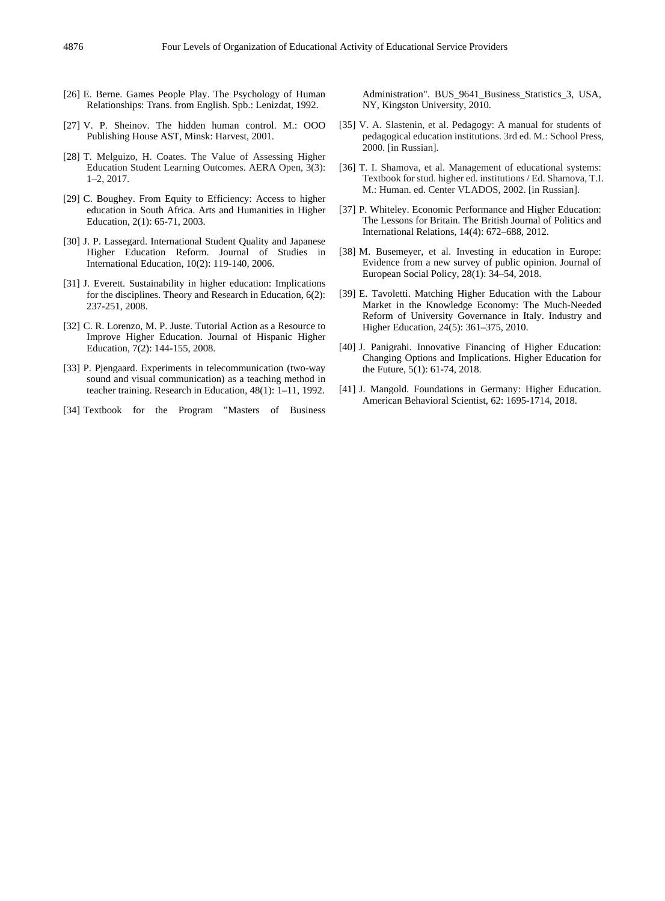[26] E. Berne. Games People Play. The Psychology of Human Relationships: Trans. from English. Spb.: Lenizdat, 1992.

[27] V. P. Sheinov. The hidden human control. M.: OOO Publishing House AST, Minsk: Harvest, 2001.

[28] T. Melguizo, H. Coates. The Value of Assessing Higher Education Student Learning Outcomes. AERA Open, 3(3): 1–2, 2017.

[29] C. Boughey. From Equity to Efficiency: Access to higher education in South Africa. Arts and Humanities in Higher Education, 2(1): 65-71, 2003.

[30] J. P. Lassegard. International Student Quality and Japanese Higher Education Reform. Journal of Studies in International Education, 10(2): 119-140, 2006.

[31] J. Everett. Sustainability in higher education: Implications for the disciplines. Theory and Research in Education, 6(2): 237-251, 2008.

[32] C. R. Lorenzo, M. P. Juste. Tutorial Action as a Resource to Improve Higher Education. Journal of Hispanic Higher Education, 7(2): 144-155, 2008.

[33] P. Pjengaard. Experiments in telecommunication (two-way sound and visual communication) as a teaching method in teacher training. Research in Education, 48(1): 1–11, 1992.

[34] Textbook for the Program "Masters of Business Administration". BUS_9641_Business_Statistics_3, USA, NY, Kingston University, 2010.

[35] V. A. Slastenin, et al. Pedagogy: A manual for students of pedagogical education institutions. 3rd ed. M.: School Press, 2000. [in Russian].

[36] T. I. Shamova, et al. Management of educational systems: Textbook for stud. higher ed. institutions / Ed. Shamova, T.I. M.: Human. ed. Center VLADOS, 2002. [in Russian].

[37] P. Whiteley. Economic Performance and Higher Education: The Lessons for Britain. The British Journal of Politics and International Relations, 14(4): 672–688, 2012.

[38] M. Busemeyer, et al. Investing in education in Europe: Evidence from a new survey of public opinion. Journal of European Social Policy, 28(1): 34–54, 2018.

[39] E. Tavoletti. Matching Higher Education with the Labour Market in the Knowledge Economy: The Much-Needed Reform of University Governance in Italy. Industry and Higher Education, 24(5): 361–375, 2010.

[40] J. Panigrahi. Innovative Financing of Higher Education: Changing Options and Implications. Higher Education for the Future, 5(1): 61-74, 2018.

[41] J. Mangold. Foundations in Germany: Higher Education. American Behavioral Scientist, 62: 1695-1714, 2018.